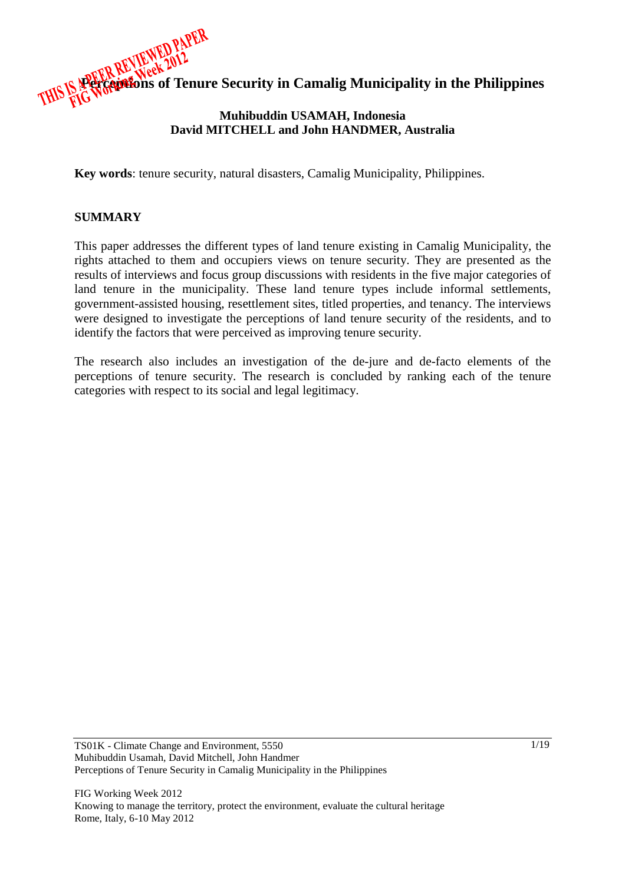# Perceptions of Tenure Security in Camalig Municipality in the Philippines

**Muhibuddin USAMAH, Indonesia**
**David MITCHELL and John HANDMER, Australia**

**Key words**: tenure security, natural disasters, Camalig Municipality, Philippines.

## SUMMARY

This paper addresses the different types of land tenure existing in Camalig Municipality, the rights attached to them and occupiers views on tenure security. They are presented as the results of interviews and focus group discussions with residents in the five major categories of land tenure in the municipality. These land tenure types include informal settlements, government-assisted housing, resettlement sites, titled properties, and tenancy. The interviews were designed to investigate the perceptions of land tenure security of the residents, and to identify the factors that were perceived as improving tenure security.

The research also includes an investigation of the de-jure and de-facto elements of the perceptions of tenure security. The research is concluded by ranking each of the tenure categories with respect to its social and legal legitimacy.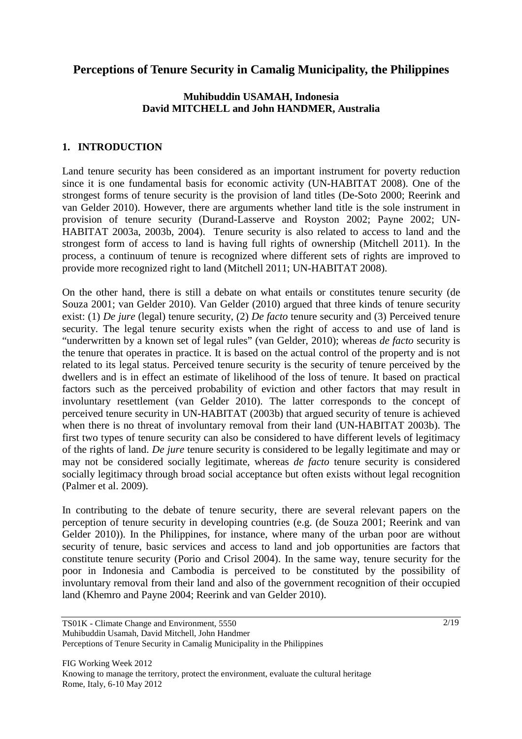# Perceptions of Tenure Security in Camalig Municipality, the Philippines

**Muhibuddin USAMAH, Indonesia**
**David MITCHELL and John HANDMER, Australia**

## 1. INTRODUCTION

Land tenure security has been considered as an important instrument for poverty reduction since it is one fundamental basis for economic activity (UN-HABITAT 2008). One of the strongest forms of tenure security is the provision of land titles (De-Soto 2000; Reerink and van Gelder 2010). However, there are arguments whether land title is the sole instrument in provision of tenure security (Durand-Lasserve and Royston 2002; Payne 2002; UN-HABITAT 2003a, 2003b, 2004). Tenure security is also related to access to land and the strongest form of access to land is having full rights of ownership (Mitchell 2011). In the process, a continuum of tenure is recognized where different sets of rights are improved to provide more recognized right to land (Mitchell 2011; UN-HABITAT 2008).

On the other hand, there is still a debate on what entails or constitutes tenure security (de Souza 2001; van Gelder 2010). Van Gelder (2010) argued that three kinds of tenure security exist: (1) *De jure* (legal) tenure security, (2) *De facto* tenure security and (3) Perceived tenure security. The legal tenure security exists when the right of access to and use of land is "underwritten by a known set of legal rules" (van Gelder, 2010); whereas *de facto* security is the tenure that operates in practice. It is based on the actual control of the property and is not related to its legal status. Perceived tenure security is the security of tenure perceived by the dwellers and is in effect an estimate of likelihood of the loss of tenure. It based on practical factors such as the perceived probability of eviction and other factors that may result in involuntary resettlement (van Gelder 2010). The latter corresponds to the concept of perceived tenure security in UN-HABITAT (2003b) that argued security of tenure is achieved when there is no threat of involuntary removal from their land (UN-HABITAT 2003b). The first two types of tenure security can also be considered to have different levels of legitimacy of the rights of land. *De jure* tenure security is considered to be legally legitimate and may or may not be considered socially legitimate, whereas *de facto* tenure security is considered socially legitimacy through broad social acceptance but often exists without legal recognition (Palmer et al. 2009).

In contributing to the debate of tenure security, there are several relevant papers on the perception of tenure security in developing countries (e.g. (de Souza 2001; Reerink and van Gelder 2010)). In the Philippines, for instance, where many of the urban poor are without security of tenure, basic services and access to land and job opportunities are factors that constitute tenure security (Porio and Crisol 2004). In the same way, tenure security for the poor in Indonesia and Cambodia is perceived to be constituted by the possibility of involuntary removal from their land and also of the government recognition of their occupied land (Khemro and Payne 2004; Reerink and van Gelder 2010).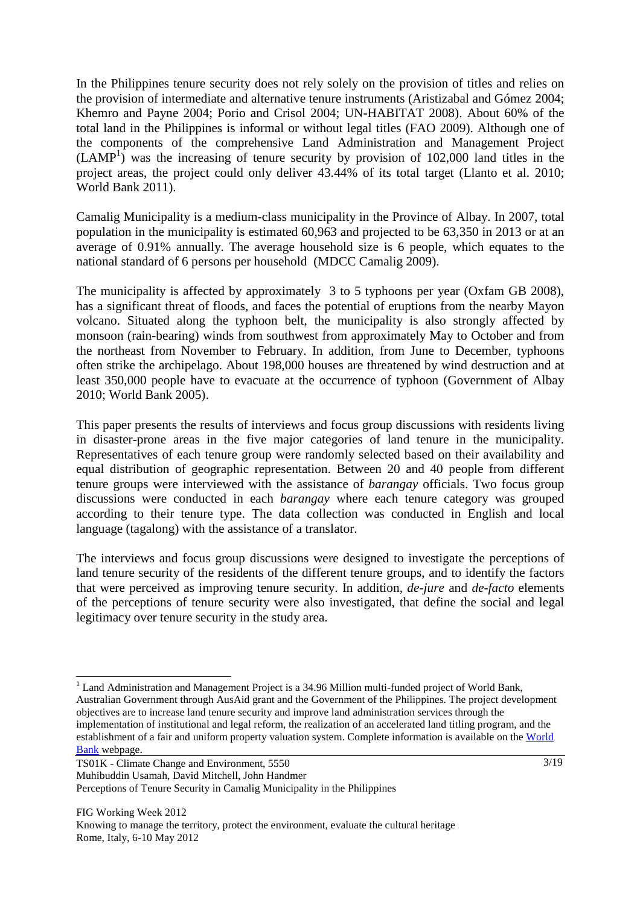In the Philippines tenure security does not rely solely on the provision of titles and relies on the provision of intermediate and alternative tenure instruments (Aristizabal and Gómez 2004; Khemro and Payne 2004; Porio and Crisol 2004; UN-HABITAT 2008). About 60% of the total land in the Philippines is informal or without legal titles (FAO 2009). Although one of the components of the comprehensive Land Administration and Management Project (LAMP[1]) was the increasing of tenure security by provision of 102,000 land titles in the project areas, the project could only deliver 43.44% of its total target (Llanto et al. 2010; World Bank 2011).

Camalig Municipality is a medium-class municipality in the Province of Albay. In 2007, total population in the municipality is estimated 60,963 and projected to be 63,350 in 2013 or at an average of 0.91% annually. The average household size is 6 people, which equates to the national standard of 6 persons per household (MDCC Camalig 2009).

The municipality is affected by approximately 3 to 5 typhoons per year (Oxfam GB 2008), has a significant threat of floods, and faces the potential of eruptions from the nearby Mayon volcano. Situated along the typhoon belt, the municipality is also strongly affected by monsoon (rain-bearing) winds from southwest from approximately May to October and from the northeast from November to February. In addition, from June to December, typhoons often strike the archipelago. About 198,000 houses are threatened by wind destruction and at least 350,000 people have to evacuate at the occurrence of typhoon (Government of Albay 2010; World Bank 2005).

This paper presents the results of interviews and focus group discussions with residents living in disaster-prone areas in the five major categories of land tenure in the municipality. Representatives of each tenure group were randomly selected based on their availability and equal distribution of geographic representation. Between 20 and 40 people from different tenure groups were interviewed with the assistance of *barangay* officials. Two focus group discussions were conducted in each *barangay* where each tenure category was grouped according to their tenure type. The data collection was conducted in English and local language (tagalong) with the assistance of a translator.

The interviews and focus group discussions were designed to investigate the perceptions of land tenure security of the residents of the different tenure groups, and to identify the factors that were perceived as improving tenure security. In addition, *de-jure* and *de-facto* elements of the perceptions of tenure security were also investigated, that define the social and legal legitimacy over tenure security in the study area.

---

[1] Land Administration and Management Project is a 34.96 Million multi-funded project of World Bank, Australian Government through AusAid grant and the Government of the Philippines. The project development objectives are to increase land tenure security and improve land administration services through the implementation of institutional and legal reform, the realization of an accelerated land titling program, and the establishment of a fair and uniform property valuation system. Complete information is available on the World Bank webpage.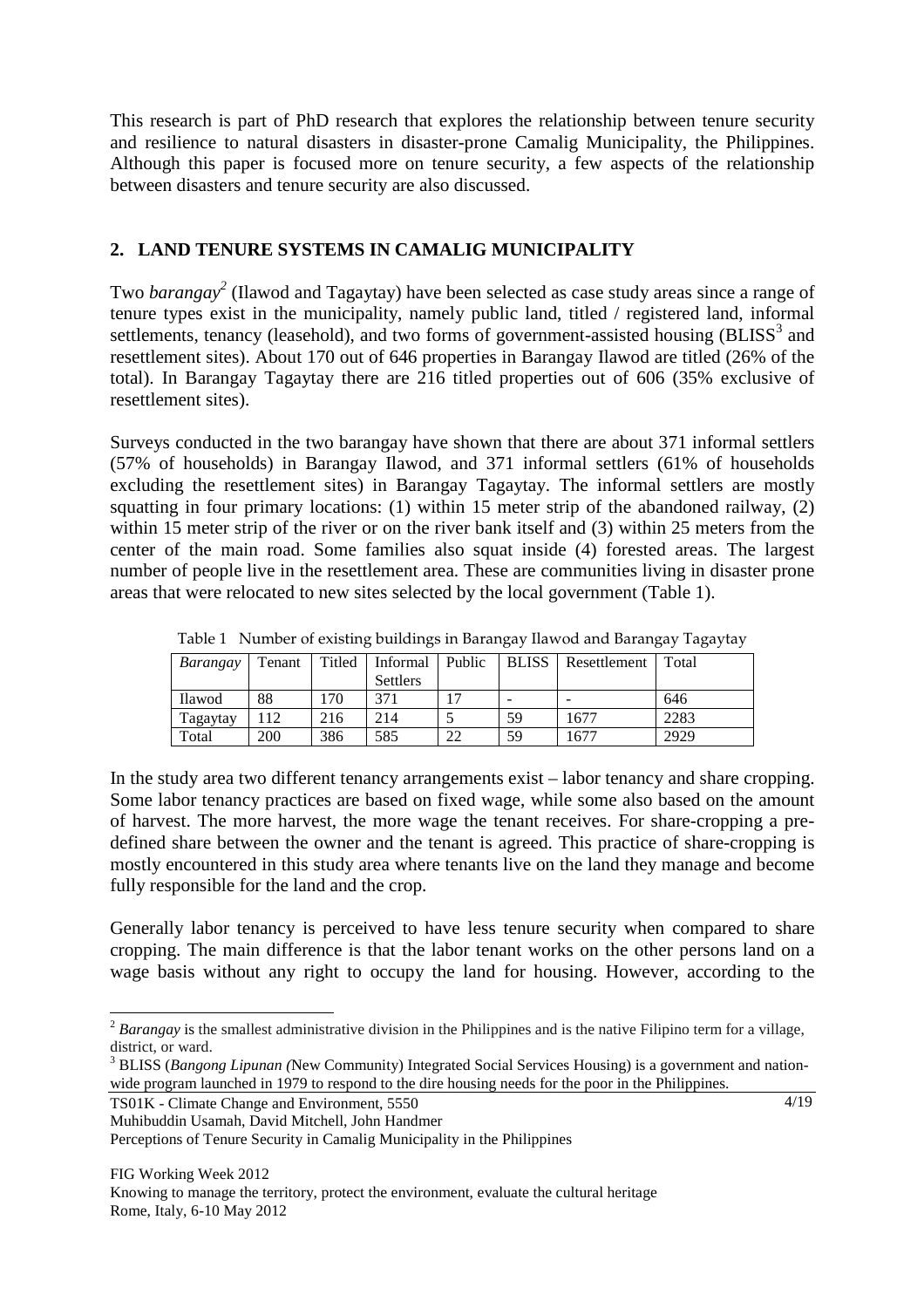This research is part of PhD research that explores the relationship between tenure security and resilience to natural disasters in disaster-prone Camalig Municipality, the Philippines. Although this paper is focused more on tenure security, a few aspects of the relationship between disasters and tenure security are also discussed.

## 2. LAND TENURE SYSTEMS IN CAMALIG MUNICIPALITY

Two *barangay*[2] (Ilawod and Tagaytay) have been selected as case study areas since a range of tenure types exist in the municipality, namely public land, titled / registered land, informal settlements, tenancy (leasehold), and two forms of government-assisted housing (BLISS[3] and resettlement sites). About 170 out of 646 properties in Barangay Ilawod are titled (26% of the total). In Barangay Tagaytay there are 216 titled properties out of 606 (35% exclusive of resettlement sites).

Surveys conducted in the two barangay have shown that there are about 371 informal settlers (57% of households) in Barangay Ilawod, and 371 informal settlers (61% of households excluding the resettlement sites) in Barangay Tagaytay. The informal settlers are mostly squatting in four primary locations: (1) within 15 meter strip of the abandoned railway, (2) within 15 meter strip of the river or on the river bank itself and (3) within 25 meters from the center of the main road. Some families also squat inside (4) forested areas. The largest number of people live in the resettlement area. These are communities living in disaster prone areas that were relocated to new sites selected by the local government (Table 1).

Table 1 Number of existing buildings in Barangay Ilawod and Barangay Tagaytay

| *Barangay* | Tenant | Titled | Informal Settlers | Public | BLISS | Resettlement | Total |
|---|---|---|---|---|---|---|---|
| Ilawod | 88 | 170 | 371 | 17 | - | - | 646 |
| Tagaytay | 112 | 216 | 214 | 5 | 59 | 1677 | 2283 |
| Total | 200 | 386 | 585 | 22 | 59 | 1677 | 2929 |

In the study area two different tenancy arrangements exist – labor tenancy and share cropping. Some labor tenancy practices are based on fixed wage, while some also based on the amount of harvest. The more harvest, the more wage the tenant receives. For share-cropping a pre-defined share between the owner and the tenant is agreed. This practice of share-cropping is mostly encountered in this study area where tenants live on the land they manage and become fully responsible for the land and the crop.

Generally labor tenancy is perceived to have less tenure security when compared to share cropping. The main difference is that the labor tenant works on the other persons land on a wage basis without any right to occupy the land for housing. However, according to the

[2] *Barangay* is the smallest administrative division in the Philippines and is the native Filipino term for a village, district, or ward.

[3] BLISS (*Bangong Lipunan (*New Community) Integrated Social Services Housing) is a government and nation-wide program launched in 1979 to respond to the dire housing needs for the poor in the Philippines.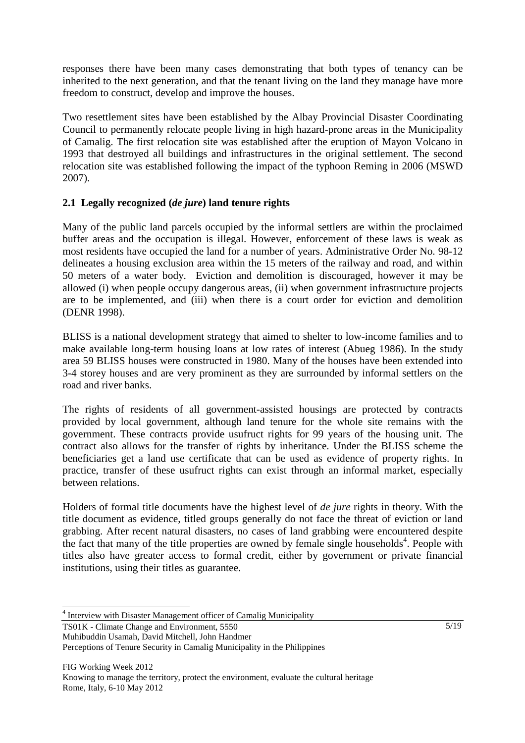responses there have been many cases demonstrating that both types of tenancy can be inherited to the next generation, and that the tenant living on the land they manage have more freedom to construct, develop and improve the houses.

Two resettlement sites have been established by the Albay Provincial Disaster Coordinating Council to permanently relocate people living in high hazard-prone areas in the Municipality of Camalig. The first relocation site was established after the eruption of Mayon Volcano in 1993 that destroyed all buildings and infrastructures in the original settlement. The second relocation site was established following the impact of the typhoon Reming in 2006 (MSWD 2007).

## 2.1 Legally recognized (*de jure*) land tenure rights

Many of the public land parcels occupied by the informal settlers are within the proclaimed buffer areas and the occupation is illegal. However, enforcement of these laws is weak as most residents have occupied the land for a number of years. Administrative Order No. 98-12 delineates a housing exclusion area within the 15 meters of the railway and road, and within 50 meters of a water body. Eviction and demolition is discouraged, however it may be allowed (i) when people occupy dangerous areas, (ii) when government infrastructure projects are to be implemented, and (iii) when there is a court order for eviction and demolition (DENR 1998).

BLISS is a national development strategy that aimed to shelter to low-income families and to make available long-term housing loans at low rates of interest (Abueg 1986). In the study area 59 BLISS houses were constructed in 1980. Many of the houses have been extended into 3-4 storey houses and are very prominent as they are surrounded by informal settlers on the road and river banks.

The rights of residents of all government-assisted housings are protected by contracts provided by local government, although land tenure for the whole site remains with the government. These contracts provide usufruct rights for 99 years of the housing unit. The contract also allows for the transfer of rights by inheritance. Under the BLISS scheme the beneficiaries get a land use certificate that can be used as evidence of property rights. In practice, transfer of these usufruct rights can exist through an informal market, especially between relations.

Holders of formal title documents have the highest level of *de jure* rights in theory. With the title document as evidence, titled groups generally do not face the threat of eviction or land grabbing. After recent natural disasters, no cases of land grabbing were encountered despite the fact that many of the title properties are owned by female single households[4]. People with titles also have greater access to formal credit, either by government or private financial institutions, using their titles as guarantee.

[4] Interview with Disaster Management officer of Camalig Municipality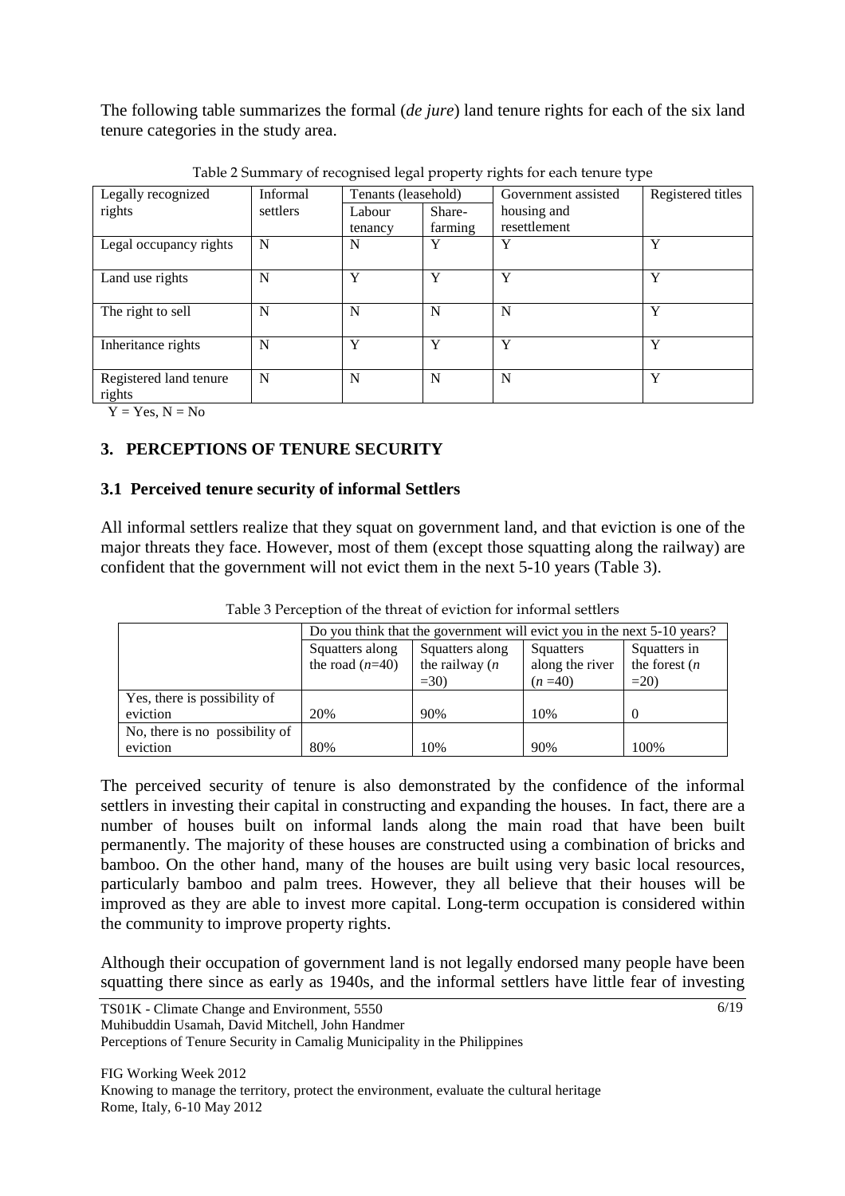The following table summarizes the formal (*de jure*) land tenure rights for each of the six land tenure categories in the study area.

Table 2 Summary of recognised legal property rights for each tenure type

| Legally recognized rights | Informal settlers | Tenants (leasehold) | | Government assisted housing and resettlement | Registered titles |
|---|---|---|---|---|---|
| | | Labour tenancy | Share-farming | | |
| Legal occupancy rights | N | N | Y | Y | Y |
| Land use rights | N | Y | Y | Y | Y |
| The right to sell | N | N | N | N | Y |
| Inheritance rights | N | Y | Y | Y | Y |
| Registered land tenure rights | N | N | N | N | Y |

Y = Yes, N = No

## 3. PERCEPTIONS OF TENURE SECURITY

### 3.1 Perceived tenure security of informal Settlers

All informal settlers realize that they squat on government land, and that eviction is one of the major threats they face. However, most of them (except those squatting along the railway) are confident that the government will not evict them in the next 5-10 years (Table 3).

Table 3 Perception of the threat of eviction for informal settlers

| | Do you think that the government will evict you in the next 5-10 years? | | | |
|---|---|---|---|---|
| | Squatters along the road ($n$=40) | Squatters along the railway ($n$ =30) | Squatters along the river ($n$ =40) | Squatters in the forest ($n$ =20) |
| Yes, there is possibility of eviction | 20% | 90% | 10% | 0 |
| No, there is no possibility of eviction | 80% | 10% | 90% | 100% |

The perceived security of tenure is also demonstrated by the confidence of the informal settlers in investing their capital in constructing and expanding the houses. In fact, there are a number of houses built on informal lands along the main road that have been built permanently. The majority of these houses are constructed using a combination of bricks and bamboo. On the other hand, many of the houses are built using very basic local resources, particularly bamboo and palm trees. However, they all believe that their houses will be improved as they are able to invest more capital. Long-term occupation is considered within the community to improve property rights.

Although their occupation of government land is not legally endorsed many people have been squatting there since as early as 1940s, and the informal settlers have little fear of investing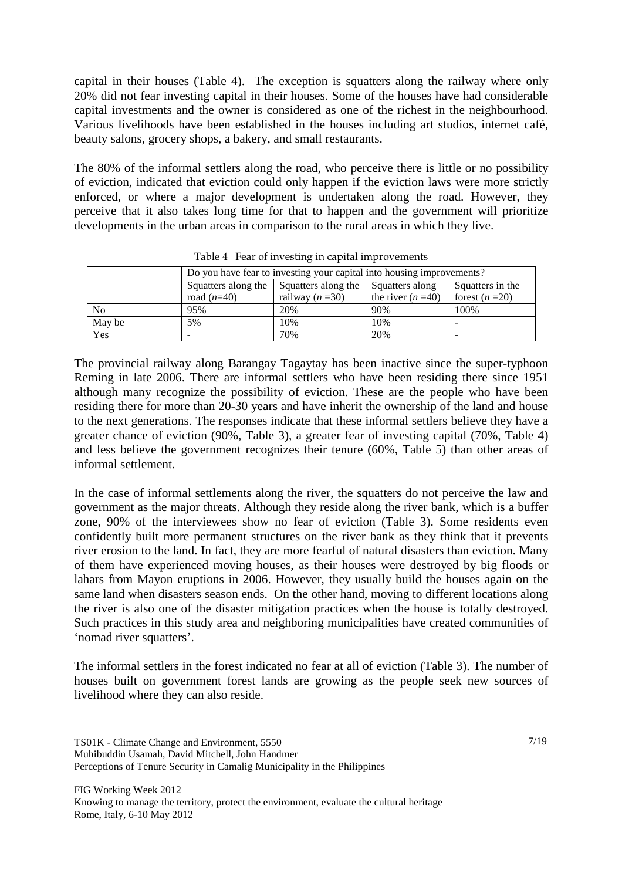capital in their houses (Table 4). The exception is squatters along the railway where only 20% did not fear investing capital in their houses. Some of the houses have had considerable capital investments and the owner is considered as one of the richest in the neighbourhood. Various livelihoods have been established in the houses including art studios, internet café, beauty salons, grocery shops, a bakery, and small restaurants.

The 80% of the informal settlers along the road, who perceive there is little or no possibility of eviction, indicated that eviction could only happen if the eviction laws were more strictly enforced, or where a major development is undertaken along the road. However, they perceive that it also takes long time for that to happen and the government will prioritize developments in the urban areas in comparison to the rural areas in which they live.

Table 4 Fear of investing in capital improvements

| | Do you have fear to investing your capital into housing improvements? | | | |
|---|---|---|---|---|
| | Squatters along the road (*n*=40) | Squatters along the railway (*n* =30) | Squatters along the river (*n* =40) | Squatters in the forest (*n* =20) |
| No | 95% | 20% | 90% | 100% |
| May be | 5% | 10% | 10% | - |
| Yes | - | 70% | 20% | - |

The provincial railway along Barangay Tagaytay has been inactive since the super-typhoon Reming in late 2006. There are informal settlers who have been residing there since 1951 although many recognize the possibility of eviction. These are the people who have been residing there for more than 20-30 years and have inherit the ownership of the land and house to the next generations. The responses indicate that these informal settlers believe they have a greater chance of eviction (90%, Table 3), a greater fear of investing capital (70%, Table 4) and less believe the government recognizes their tenure (60%, Table 5) than other areas of informal settlement.

In the case of informal settlements along the river, the squatters do not perceive the law and government as the major threats. Although they reside along the river bank, which is a buffer zone, 90% of the interviewees show no fear of eviction (Table 3). Some residents even confidently built more permanent structures on the river bank as they think that it prevents river erosion to the land. In fact, they are more fearful of natural disasters than eviction. Many of them have experienced moving houses, as their houses were destroyed by big floods or lahars from Mayon eruptions in 2006. However, they usually build the houses again on the same land when disasters season ends. On the other hand, moving to different locations along the river is also one of the disaster mitigation practices when the house is totally destroyed. Such practices in this study area and neighboring municipalities have created communities of 'nomad river squatters'.

The informal settlers in the forest indicated no fear at all of eviction (Table 3). The number of houses built on government forest lands are growing as the people seek new sources of livelihood where they can also reside.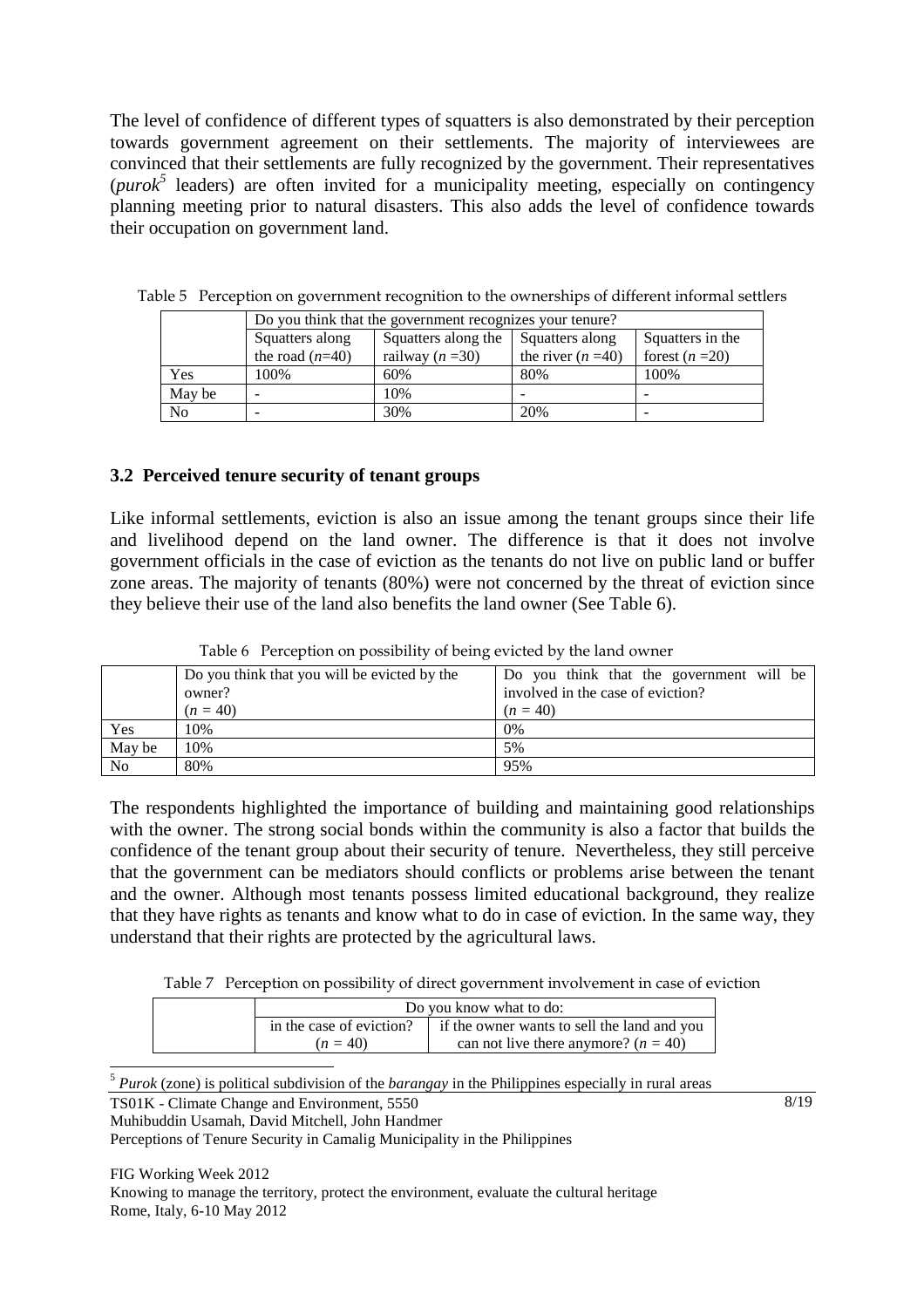The level of confidence of different types of squatters is also demonstrated by their perception towards government agreement on their settlements. The majority of interviewees are convinced that their settlements are fully recognized by the government. Their representatives (*purok*[5] leaders) are often invited for a municipality meeting, especially on contingency planning meeting prior to natural disasters. This also adds the level of confidence towards their occupation on government land.

Table 5 Perception on government recognition to the ownerships of different informal settlers

| | Do you think that the government recognizes your tenure? | | | |
|---|---|---|---|---|
| | Squatters along the road (*n*=40) | Squatters along the railway (*n* =30) | Squatters along the river (*n* =40) | Squatters in the forest (*n* =20) |
| Yes | 100% | 60% | 80% | 100% |
| May be | - | 10% | - | - |
| No | - | 30% | 20% | - |

### 3.2 Perceived tenure security of tenant groups

Like informal settlements, eviction is also an issue among the tenant groups since their life and livelihood depend on the land owner. The difference is that it does not involve government officials in the case of eviction as the tenants do not live on public land or buffer zone areas. The majority of tenants (80%) were not concerned by the threat of eviction since they believe their use of the land also benefits the land owner (See Table 6).

Table 6 Perception on possibility of being evicted by the land owner

| | Do you think that you will be evicted by the owner? (*n* = 40) | Do you think that the government will be involved in the case of eviction? (*n* = 40) |
|---|---|---|
| Yes | 10% | 0% |
| May be | 10% | 5% |
| No | 80% | 95% |

The respondents highlighted the importance of building and maintaining good relationships with the owner. The strong social bonds within the community is also a factor that builds the confidence of the tenant group about their security of tenure. Nevertheless, they still perceive that the government can be mediators should conflicts or problems arise between the tenant and the owner. Although most tenants possess limited educational background, they realize that they have rights as tenants and know what to do in case of eviction. In the same way, they understand that their rights are protected by the agricultural laws.

Table 7 Perception on possibility of direct government involvement in case of eviction

| | Do you know what to do: | |
|---|---|---|
| | in the case of eviction? (*n* = 40) | if the owner wants to sell the land and you can not live there anymore? (*n* = 40) |

[5] *Purok* (zone) is political subdivision of the *barangay* in the Philippines especially in rural areas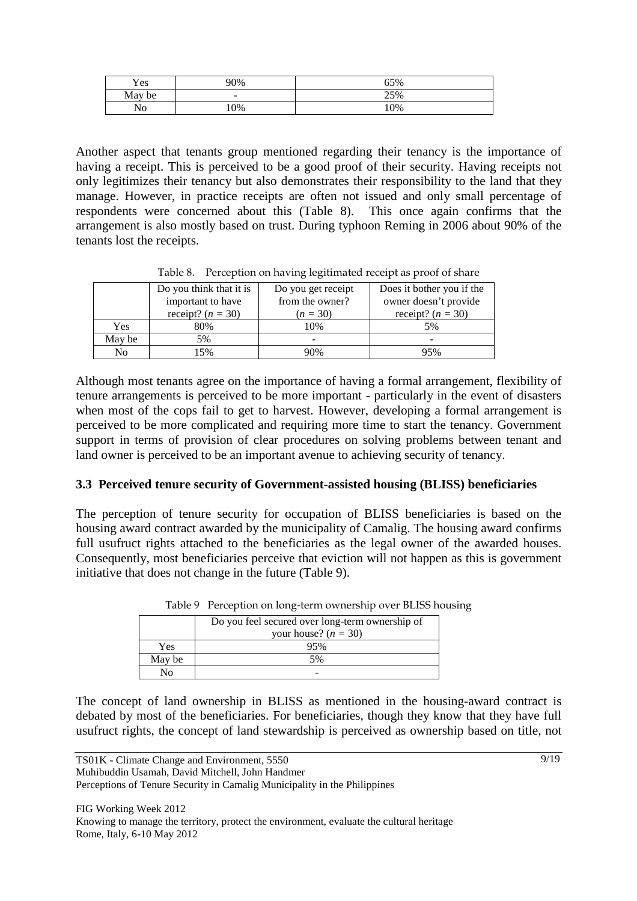| | | |
|---|---|---|
| Yes | 90% | 65% |
| May be | - | 25% |
| No | 10% | 10% |

Another aspect that tenants group mentioned regarding their tenancy is the importance of having a receipt. This is perceived to be a good proof of their security. Having receipts not only legitimizes their tenancy but also demonstrates their responsibility to the land that they manage. However, in practice receipts are often not issued and only small percentage of respondents were concerned about this (Table 8). This once again confirms that the arrangement is also mostly based on trust. During typhoon Reming in 2006 about 90% of the tenants lost the receipts.

Table 8. Perception on having legitimated receipt as proof of share

| | Do you think that it is important to have receipt? (*n* = 30) | Do you get receipt from the owner? (*n* = 30) | Does it bother you if the owner doesn't provide receipt? (*n* = 30) |
|---|---|---|---|
| Yes | 80% | 10% | 5% |
| May be | 5% | - | - |
| No | 15% | 90% | 95% |

Although most tenants agree on the importance of having a formal arrangement, flexibility of tenure arrangements is perceived to be more important - particularly in the event of disasters when most of the cops fail to get to harvest. However, developing a formal arrangement is perceived to be more complicated and requiring more time to start the tenancy. Government support in terms of provision of clear procedures on solving problems between tenant and land owner is perceived to be an important avenue to achieving security of tenancy.

### 3.3 Perceived tenure security of Government-assisted housing (BLISS) beneficiaries

The perception of tenure security for occupation of BLISS beneficiaries is based on the housing award contract awarded by the municipality of Camalig. The housing award confirms full usufruct rights attached to the beneficiaries as the legal owner of the awarded houses. Consequently, most beneficiaries perceive that eviction will not happen as this is government initiative that does not change in the future (Table 9).

Table 9 Perception on long-term ownership over BLISS housing

| | Do you feel secured over long-term ownership of your house? (*n* = 30) |
|---|---|
| Yes | 95% |
| May be | 5% |
| No | - |

The concept of land ownership in BLISS as mentioned in the housing-award contract is debated by most of the beneficiaries. For beneficiaries, though they know that they have full usufruct rights, the concept of land stewardship is perceived as ownership based on title, not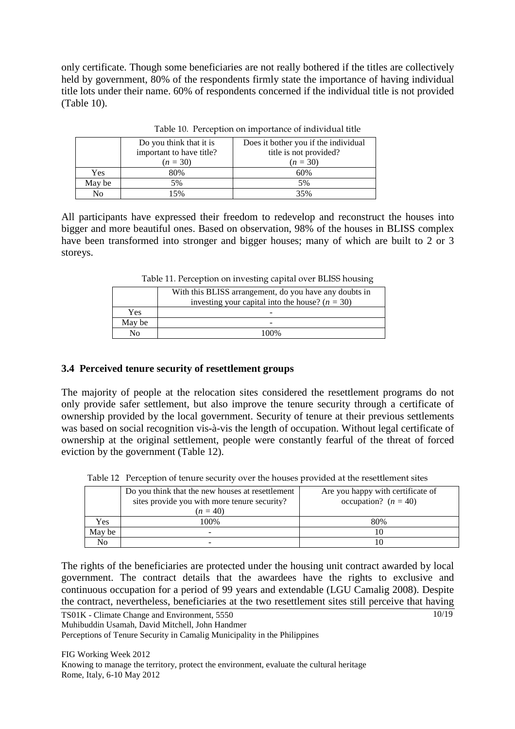only certificate. Though some beneficiaries are not really bothered if the titles are collectively held by government, 80% of the respondents firmly state the importance of having individual title lots under their name. 60% of respondents concerned if the individual title is not provided (Table 10).

Table 10. Perception on importance of individual title

| | Do you think that it is important to have title? (*n* = 30) | Does it bother you if the individual title is not provided? (*n* = 30) |
|---|---|---|
| Yes | 80% | 60% |
| May be | 5% | 5% |
| No | 15% | 35% |

All participants have expressed their freedom to redevelop and reconstruct the houses into bigger and more beautiful ones. Based on observation, 98% of the houses in BLISS complex have been transformed into stronger and bigger houses; many of which are built to 2 or 3 storeys.

Table 11. Perception on investing capital over BLISS housing

| | With this BLISS arrangement, do you have any doubts in investing your capital into the house? (*n* = 30) |
|---|---|
| Yes | - |
| May be | - |
| No | 100% |

### 3.4 Perceived tenure security of resettlement groups

The majority of people at the relocation sites considered the resettlement programs do not only provide safer settlement, but also improve the tenure security through a certificate of ownership provided by the local government. Security of tenure at their previous settlements was based on social recognition vis-à-vis the length of occupation. Without legal certificate of ownership at the original settlement, people were constantly fearful of the threat of forced eviction by the government (Table 12).

Table 12 Perception of tenure security over the houses provided at the resettlement sites

| | Do you think that the new houses at resettlement sites provide you with more tenure security? (*n* = 40) | Are you happy with certificate of occupation? (*n* = 40) |
|---|---|---|
| Yes | 100% | 80% |
| May be | - | 10 |
| No | - | 10 |

The rights of the beneficiaries are protected under the housing unit contract awarded by local government. The contract details that the awardees have the rights to exclusive and continuous occupation for a period of 99 years and extendable (LGU Camalig 2008). Despite the contract, nevertheless, beneficiaries at the two resettlement sites still perceive that having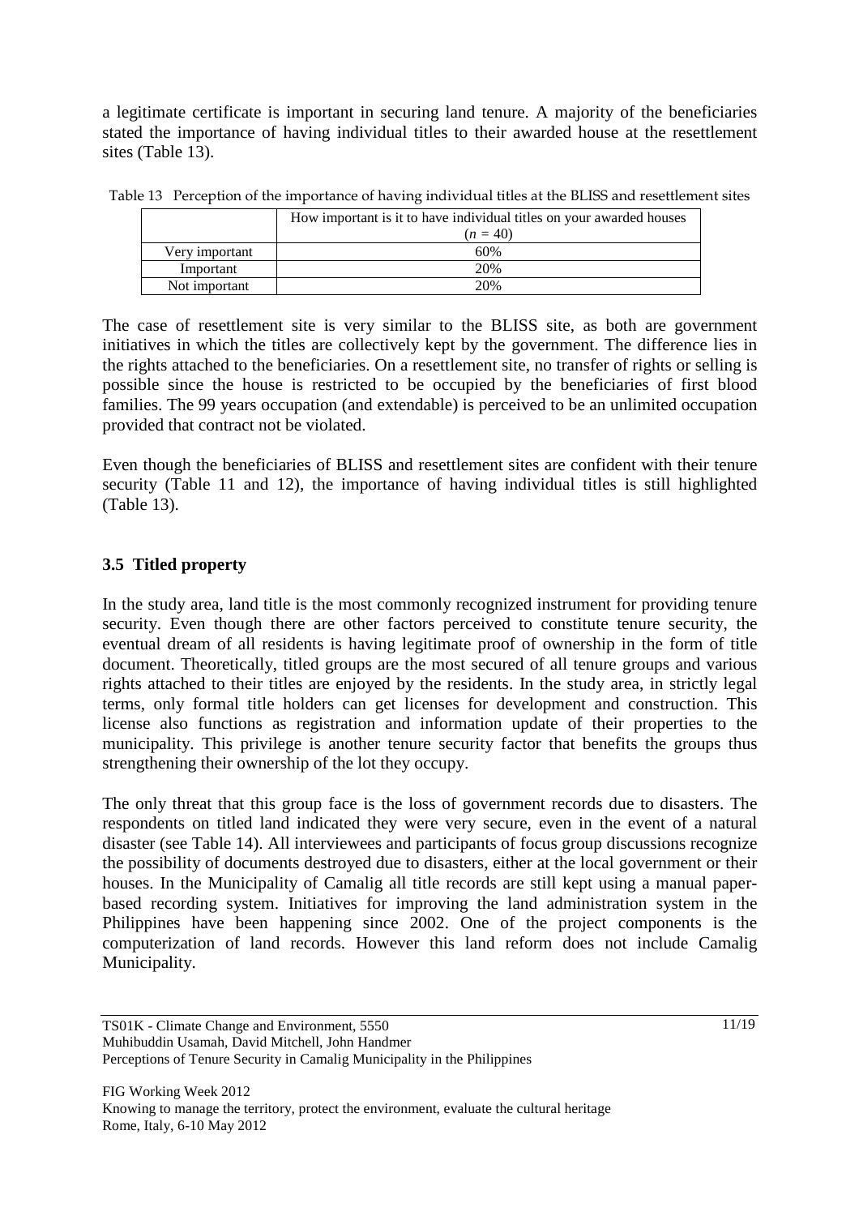a legitimate certificate is important in securing land tenure. A majority of the beneficiaries stated the importance of having individual titles to their awarded house at the resettlement sites (Table 13).

Table 13 Perception of the importance of having individual titles at the BLISS and resettlement sites

| | How important is it to have individual titles on your awarded houses ($n$ = 40) |
|---|---|
| Very important | 60% |
| Important | 20% |
| Not important | 20% |

The case of resettlement site is very similar to the BLISS site, as both are government initiatives in which the titles are collectively kept by the government. The difference lies in the rights attached to the beneficiaries. On a resettlement site, no transfer of rights or selling is possible since the house is restricted to be occupied by the beneficiaries of first blood families. The 99 years occupation (and extendable) is perceived to be an unlimited occupation provided that contract not be violated.

Even though the beneficiaries of BLISS and resettlement sites are confident with their tenure security (Table 11 and 12), the importance of having individual titles is still highlighted (Table 13).

## 3.5 Titled property

In the study area, land title is the most commonly recognized instrument for providing tenure security. Even though there are other factors perceived to constitute tenure security, the eventual dream of all residents is having legitimate proof of ownership in the form of title document. Theoretically, titled groups are the most secured of all tenure groups and various rights attached to their titles are enjoyed by the residents. In the study area, in strictly legal terms, only formal title holders can get licenses for development and construction. This license also functions as registration and information update of their properties to the municipality. This privilege is another tenure security factor that benefits the groups thus strengthening their ownership of the lot they occupy.

The only threat that this group face is the loss of government records due to disasters. The respondents on titled land indicated they were very secure, even in the event of a natural disaster (see Table 14). All interviewees and participants of focus group discussions recognize the possibility of documents destroyed due to disasters, either at the local government or their houses. In the Municipality of Camalig all title records are still kept using a manual paper-based recording system. Initiatives for improving the land administration system in the Philippines have been happening since 2002. One of the project components is the computerization of land records. However this land reform does not include Camalig Municipality.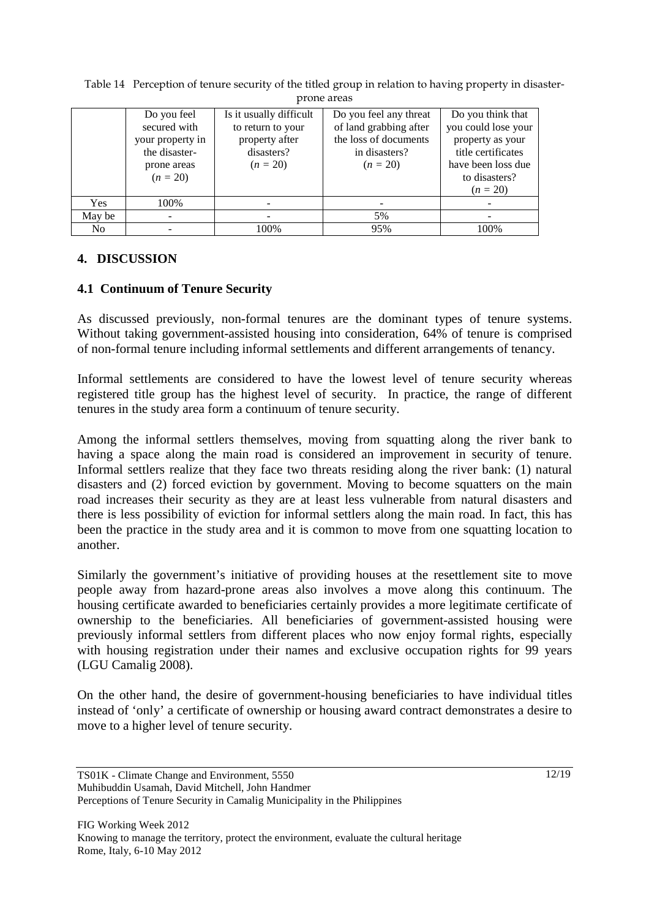Table 14 Perception of tenure security of the titled group in relation to having property in disaster-prone areas

| | Do you feel secured with your property in the disaster-prone areas (*n* = 20) | Is it usually difficult to return to your property after disasters? (*n* = 20) | Do you feel any threat of land grabbing after the loss of documents in disasters? (*n* = 20) | Do you think that you could lose your property as your title certificates have been loss due to disasters? (*n* = 20) |
|---|---|---|---|---|
| Yes | 100% | - | - | - |
| May be | - | - | 5% | - |
| No | - | 100% | 95% | 100% |

## 4. DISCUSSION

### 4.1 Continuum of Tenure Security

As discussed previously, non-formal tenures are the dominant types of tenure systems. Without taking government-assisted housing into consideration, 64% of tenure is comprised of non-formal tenure including informal settlements and different arrangements of tenancy.

Informal settlements are considered to have the lowest level of tenure security whereas registered title group has the highest level of security. In practice, the range of different tenures in the study area form a continuum of tenure security.

Among the informal settlers themselves, moving from squatting along the river bank to having a space along the main road is considered an improvement in security of tenure. Informal settlers realize that they face two threats residing along the river bank: (1) natural disasters and (2) forced eviction by government. Moving to become squatters on the main road increases their security as they are at least less vulnerable from natural disasters and there is less possibility of eviction for informal settlers along the main road. In fact, this has been the practice in the study area and it is common to move from one squatting location to another.

Similarly the government's initiative of providing houses at the resettlement site to move people away from hazard-prone areas also involves a move along this continuum. The housing certificate awarded to beneficiaries certainly provides a more legitimate certificate of ownership to the beneficiaries. All beneficiaries of government-assisted housing were previously informal settlers from different places who now enjoy formal rights, especially with housing registration under their names and exclusive occupation rights for 99 years (LGU Camalig 2008).

On the other hand, the desire of government-housing beneficiaries to have individual titles instead of 'only' a certificate of ownership or housing award contract demonstrates a desire to move to a higher level of tenure security.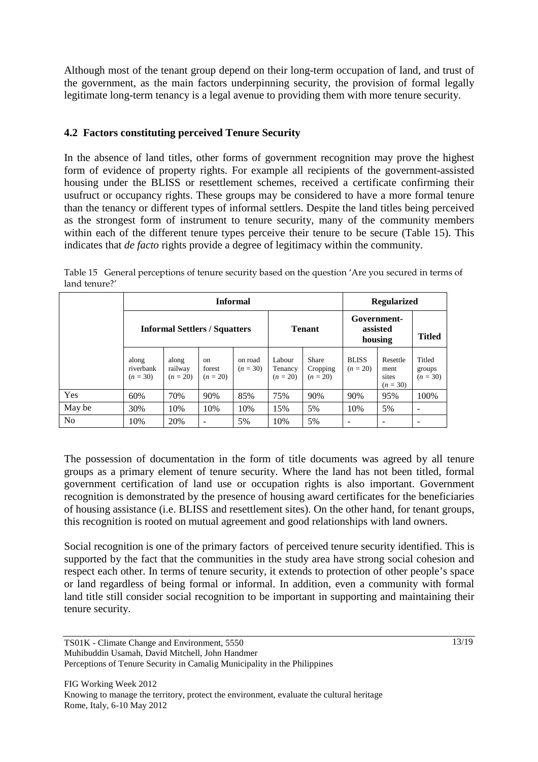Although most of the tenant group depend on their long-term occupation of land, and trust of the government, as the main factors underpinning security, the provision of formal legally legitimate long-term tenancy is a legal avenue to providing them with more tenure security.

### 4.2 Factors constituting perceived Tenure Security

In the absence of land titles, other forms of government recognition may prove the highest form of evidence of property rights. For example all recipients of the government-assisted housing under the BLISS or resettlement schemes, received a certificate confirming their usufruct or occupancy rights. These groups may be considered to have a more formal tenure than the tenancy or different types of informal settlers. Despite the land titles being perceived as the strongest form of instrument to tenure security, many of the community members within each of the different tenure types perceive their tenure to be secure (Table 15). This indicates that *de facto* rights provide a degree of legitimacy within the community.

Table 15 General perceptions of tenure security based on the question 'Are you secured in terms of land tenure?'

| | **Informal** | | | | | | **Regularized** | | |
|---|---|---|---|---|---|---|---|---|---|
| | **Informal Settlers / Squatters** | | | | **Tenant** | | **Government-assisted housing** | | **Titled** |
| | along riverbank ($n$ = 30) | along railway ($n$ = 20) | on forest ($n$ = 20) | on road ($n$ = 30) | Labour Tenancy ($n$ = 20) | Share Cropping ($n$ = 20) | BLISS ($n$ = 20) | Resettlement sites ($n$ = 30) | Titled groups ($n$ = 30) |
| Yes | 60% | 70% | 90% | 85% | 75% | 90% | 90% | 95% | 100% |
| May be | 30% | 10% | 10% | 10% | 15% | 5% | 10% | 5% | - |
| No | 10% | 20% | - | 5% | 10% | 5% | - | - | - |

The possession of documentation in the form of title documents was agreed by all tenure groups as a primary element of tenure security. Where the land has not been titled, formal government certification of land use or occupation rights is also important. Government recognition is demonstrated by the presence of housing award certificates for the beneficiaries of housing assistance (i.e. BLISS and resettlement sites). On the other hand, for tenant groups, this recognition is rooted on mutual agreement and good relationships with land owners.

Social recognition is one of the primary factors of perceived tenure security identified. This is supported by the fact that the communities in the study area have strong social cohesion and respect each other. In terms of tenure security, it extends to protection of other people's space or land regardless of being formal or informal. In addition, even a community with formal land title still consider social recognition to be important in supporting and maintaining their tenure security.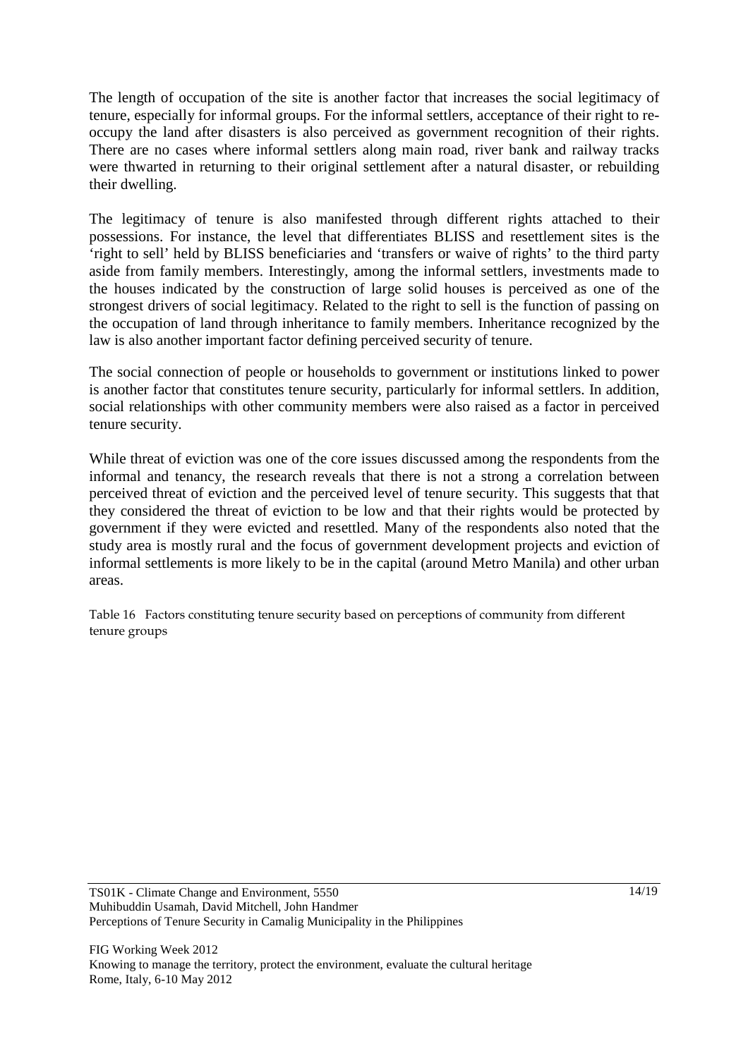The length of occupation of the site is another factor that increases the social legitimacy of tenure, especially for informal groups. For the informal settlers, acceptance of their right to re-occupy the land after disasters is also perceived as government recognition of their rights. There are no cases where informal settlers along main road, river bank and railway tracks were thwarted in returning to their original settlement after a natural disaster, or rebuilding their dwelling.

The legitimacy of tenure is also manifested through different rights attached to their possessions. For instance, the level that differentiates BLISS and resettlement sites is the 'right to sell' held by BLISS beneficiaries and 'transfers or waive of rights' to the third party aside from family members. Interestingly, among the informal settlers, investments made to the houses indicated by the construction of large solid houses is perceived as one of the strongest drivers of social legitimacy. Related to the right to sell is the function of passing on the occupation of land through inheritance to family members. Inheritance recognized by the law is also another important factor defining perceived security of tenure.

The social connection of people or households to government or institutions linked to power is another factor that constitutes tenure security, particularly for informal settlers. In addition, social relationships with other community members were also raised as a factor in perceived tenure security.

While threat of eviction was one of the core issues discussed among the respondents from the informal and tenancy, the research reveals that there is not a strong a correlation between perceived threat of eviction and the perceived level of tenure security. This suggests that that they considered the threat of eviction to be low and that their rights would be protected by government if they were evicted and resettled. Many of the respondents also noted that the study area is mostly rural and the focus of government development projects and eviction of informal settlements is more likely to be in the capital (around Metro Manila) and other urban areas.

Table 16 Factors constituting tenure security based on perceptions of community from different tenure groups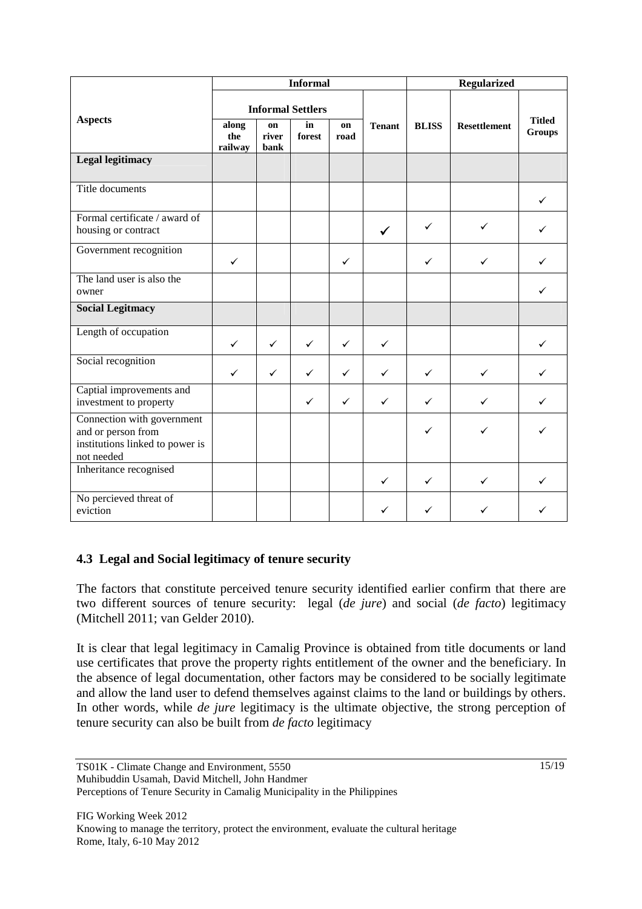| Aspects | Informal | | | | | Regularized | | |
|---|---|---|---|---|---|---|---|---|
| | Informal Settlers | | | | Tenant | BLISS | Resettlement | Titled Groups |
| | along the railway | on river bank | in forest | on road | | | | |
| **Legal legitimacy** | | | | | | | | |
| Title documents | | | | | | | | ✓ |
| Formal certificate / award of housing or contract | | | | | ✓ | ✓ | ✓ | ✓ |
| Government recognition | ✓ | | | ✓ | | ✓ | ✓ | ✓ |
| The land user is also the owner | | | | | | | | ✓ |
| **Social Legitmacy** | | | | | | | | |
| Length of occupation | ✓ | ✓ | ✓ | ✓ | ✓ | | | ✓ |
| Social recognition | ✓ | ✓ | ✓ | ✓ | ✓ | ✓ | ✓ | ✓ |
| Captial improvements and investment to property | | | ✓ | ✓ | ✓ | ✓ | ✓ | ✓ |
| Connection with government and or person from institutions linked to power is not needed | | | | | | ✓ | ✓ | ✓ |
| Inheritance recognised | | | | | ✓ | ✓ | ✓ | ✓ |
| No percieved threat of eviction | | | | | ✓ | ✓ | ✓ | ✓ |

### 4.3 Legal and Social legitimacy of tenure security

The factors that constitute perceived tenure security identified earlier confirm that there are two different sources of tenure security: legal (*de jure*) and social (*de facto*) legitimacy (Mitchell 2011; van Gelder 2010).

It is clear that legal legitimacy in Camalig Province is obtained from title documents or land use certificates that prove the property rights entitlement of the owner and the beneficiary. In the absence of legal documentation, other factors may be considered to be socially legitimate and allow the land user to defend themselves against claims to the land or buildings by others. In other words, while *de jure* legitimacy is the ultimate objective, the strong perception of tenure security can also be built from *de facto* legitimacy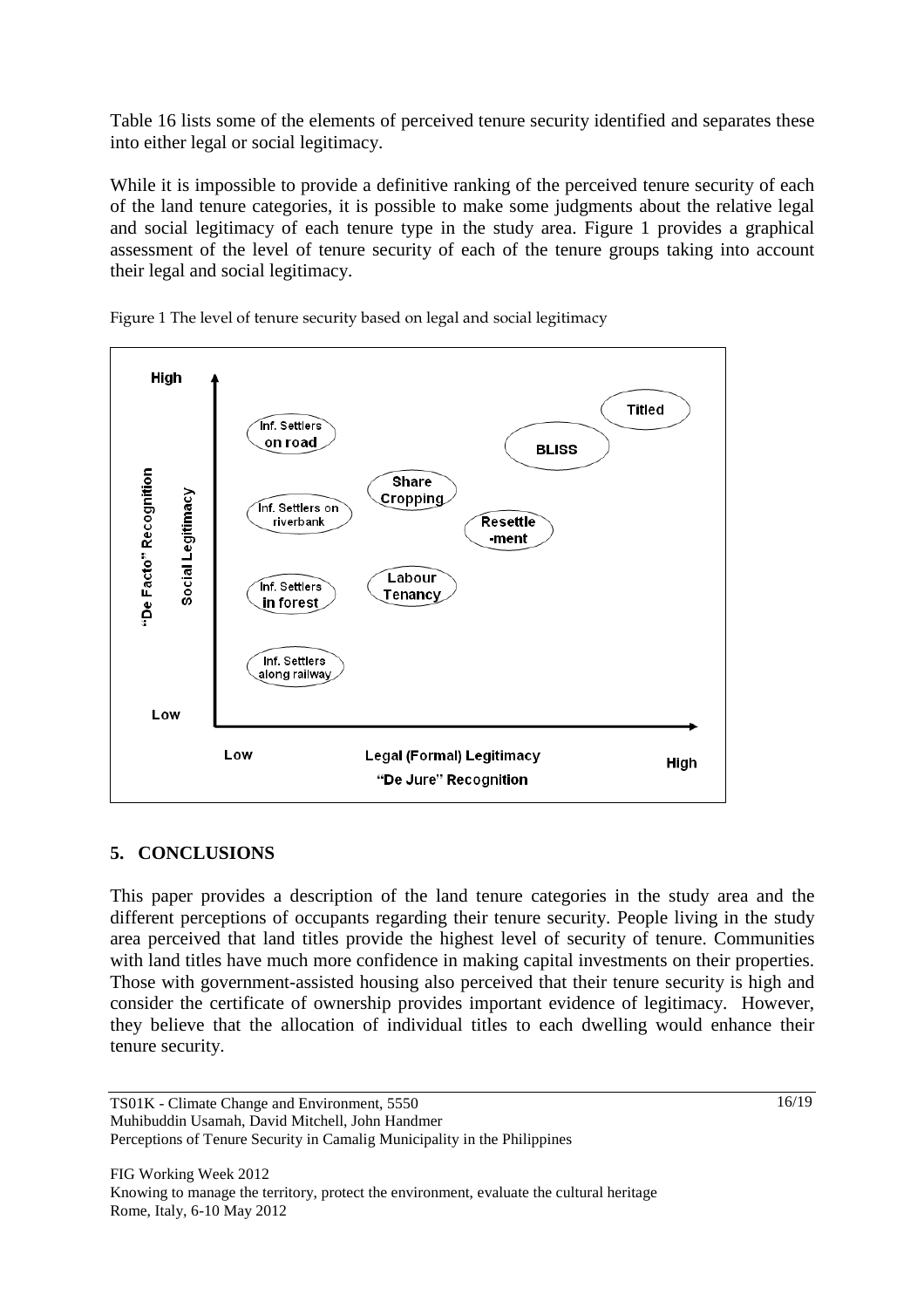Table 16 lists some of the elements of perceived tenure security identified and separates these into either legal or social legitimacy.

While it is impossible to provide a definitive ranking of the perceived tenure security of each of the land tenure categories, it is possible to make some judgments about the relative legal and social legitimacy of each tenure type in the study area. Figure 1 provides a graphical assessment of the level of tenure security of each of the tenure groups taking into account their legal and social legitimacy.

Figure 1 The level of tenure security based on legal and social legitimacy

## 5. CONCLUSIONS

This paper provides a description of the land tenure categories in the study area and the different perceptions of occupants regarding their tenure security. People living in the study area perceived that land titles provide the highest level of security of tenure. Communities with land titles have much more confidence in making capital investments on their properties. Those with government-assisted housing also perceived that their tenure security is high and consider the certificate of ownership provides important evidence of legitimacy. However, they believe that the allocation of individual titles to each dwelling would enhance their tenure security.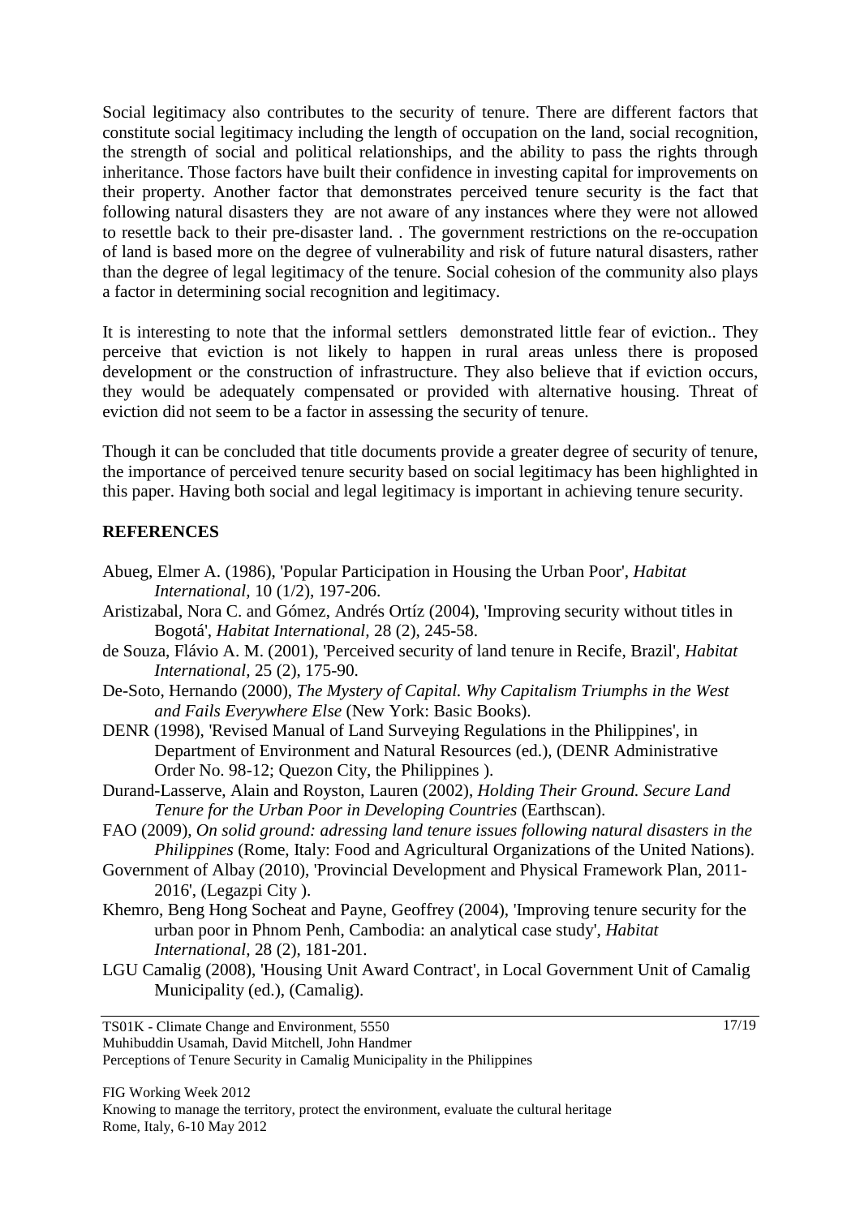Social legitimacy also contributes to the security of tenure. There are different factors that constitute social legitimacy including the length of occupation on the land, social recognition, the strength of social and political relationships, and the ability to pass the rights through inheritance. Those factors have built their confidence in investing capital for improvements on their property. Another factor that demonstrates perceived tenure security is the fact that following natural disasters they are not aware of any instances where they were not allowed to resettle back to their pre-disaster land. . The government restrictions on the re-occupation of land is based more on the degree of vulnerability and risk of future natural disasters, rather than the degree of legal legitimacy of the tenure. Social cohesion of the community also plays a factor in determining social recognition and legitimacy.

It is interesting to note that the informal settlers demonstrated little fear of eviction.. They perceive that eviction is not likely to happen in rural areas unless there is proposed development or the construction of infrastructure. They also believe that if eviction occurs, they would be adequately compensated or provided with alternative housing. Threat of eviction did not seem to be a factor in assessing the security of tenure.

Though it can be concluded that title documents provide a greater degree of security of tenure, the importance of perceived tenure security based on social legitimacy has been highlighted in this paper. Having both social and legal legitimacy is important in achieving tenure security.

## REFERENCES

Abueg, Elmer A. (1986), 'Popular Participation in Housing the Urban Poor', *Habitat International*, 10 (1/2), 197-206.

Aristizabal, Nora C. and Gómez, Andrés Ortíz (2004), 'Improving security without titles in Bogotá', *Habitat International*, 28 (2), 245-58.

de Souza, Flávio A. M. (2001), 'Perceived security of land tenure in Recife, Brazil', *Habitat International*, 25 (2), 175-90.

De-Soto, Hernando (2000), *The Mystery of Capital. Why Capitalism Triumphs in the West and Fails Everywhere Else* (New York: Basic Books).

DENR (1998), 'Revised Manual of Land Surveying Regulations in the Philippines', in Department of Environment and Natural Resources (ed.), (DENR Administrative Order No. 98-12; Quezon City, the Philippines ).

Durand-Lasserve, Alain and Royston, Lauren (2002), *Holding Their Ground. Secure Land Tenure for the Urban Poor in Developing Countries* (Earthscan).

FAO (2009), *On solid ground: adressing land tenure issues following natural disasters in the Philippines* (Rome, Italy: Food and Agricultural Organizations of the United Nations).

Government of Albay (2010), 'Provincial Development and Physical Framework Plan, 2011-2016', (Legazpi City ).

Khemro, Beng Hong Socheat and Payne, Geoffrey (2004), 'Improving tenure security for the urban poor in Phnom Penh, Cambodia: an analytical case study', *Habitat International*, 28 (2), 181-201.

LGU Camalig (2008), 'Housing Unit Award Contract', in Local Government Unit of Camalig Municipality (ed.), (Camalig).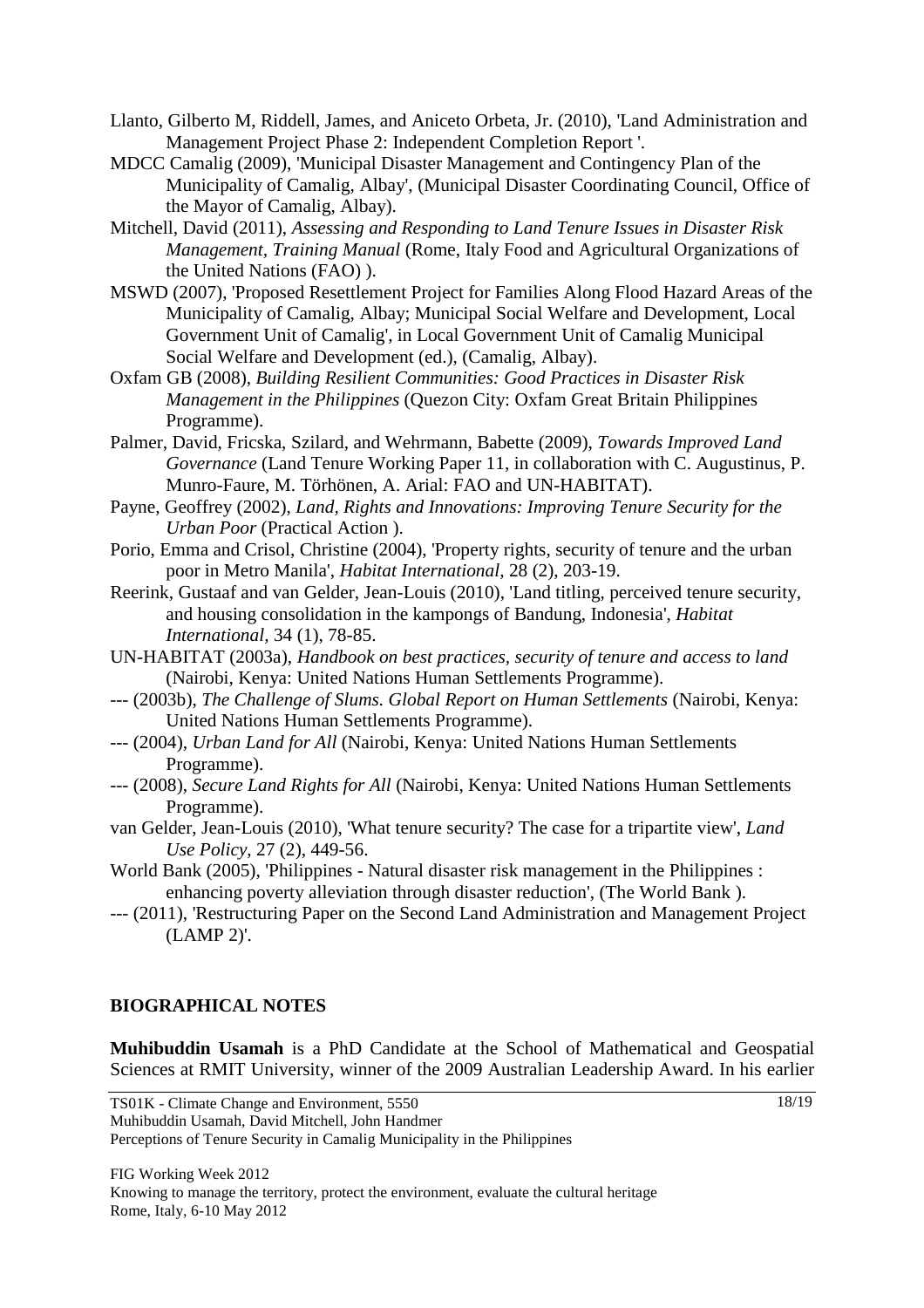Llanto, Gilberto M, Riddell, James, and Aniceto Orbeta, Jr. (2010), 'Land Administration and Management Project Phase 2: Independent Completion Report '.

MDCC Camalig (2009), 'Municipal Disaster Management and Contingency Plan of the Municipality of Camalig, Albay', (Municipal Disaster Coordinating Council, Office of the Mayor of Camalig, Albay).

Mitchell, David (2011), *Assessing and Responding to Land Tenure Issues in Disaster Risk Management, Training Manual* (Rome, Italy Food and Agricultural Organizations of the United Nations (FAO) ).

MSWD (2007), 'Proposed Resettlement Project for Families Along Flood Hazard Areas of the Municipality of Camalig, Albay; Municipal Social Welfare and Development, Local Government Unit of Camalig', in Local Government Unit of Camalig Municipal Social Welfare and Development (ed.), (Camalig, Albay).

Oxfam GB (2008), *Building Resilient Communities: Good Practices in Disaster Risk Management in the Philippines* (Quezon City: Oxfam Great Britain Philippines Programme).

Palmer, David, Fricska, Szilard, and Wehrmann, Babette (2009), *Towards Improved Land Governance* (Land Tenure Working Paper 11, in collaboration with C. Augustinus, P. Munro-Faure, M. Törhönen, A. Arial: FAO and UN-HABITAT).

Payne, Geoffrey (2002), *Land, Rights and Innovations: Improving Tenure Security for the Urban Poor* (Practical Action ).

Porio, Emma and Crisol, Christine (2004), 'Property rights, security of tenure and the urban poor in Metro Manila', *Habitat International*, 28 (2), 203-19.

Reerink, Gustaaf and van Gelder, Jean-Louis (2010), 'Land titling, perceived tenure security, and housing consolidation in the kampongs of Bandung, Indonesia', *Habitat International*, 34 (1), 78-85.

UN-HABITAT (2003a), *Handbook on best practices, security of tenure and access to land* (Nairobi, Kenya: United Nations Human Settlements Programme).

--- (2003b), *The Challenge of Slums. Global Report on Human Settlements* (Nairobi, Kenya: United Nations Human Settlements Programme).

--- (2004), *Urban Land for All* (Nairobi, Kenya: United Nations Human Settlements Programme).

--- (2008), *Secure Land Rights for All* (Nairobi, Kenya: United Nations Human Settlements Programme).

van Gelder, Jean-Louis (2010), 'What tenure security? The case for a tripartite view', *Land Use Policy*, 27 (2), 449-56.

World Bank (2005), 'Philippines - Natural disaster risk management in the Philippines : enhancing poverty alleviation through disaster reduction', (The World Bank ).

--- (2011), 'Restructuring Paper on the Second Land Administration and Management Project (LAMP 2)'.

## BIOGRAPHICAL NOTES

**Muhibuddin Usamah** is a PhD Candidate at the School of Mathematical and Geospatial Sciences at RMIT University, winner of the 2009 Australian Leadership Award. In his earlier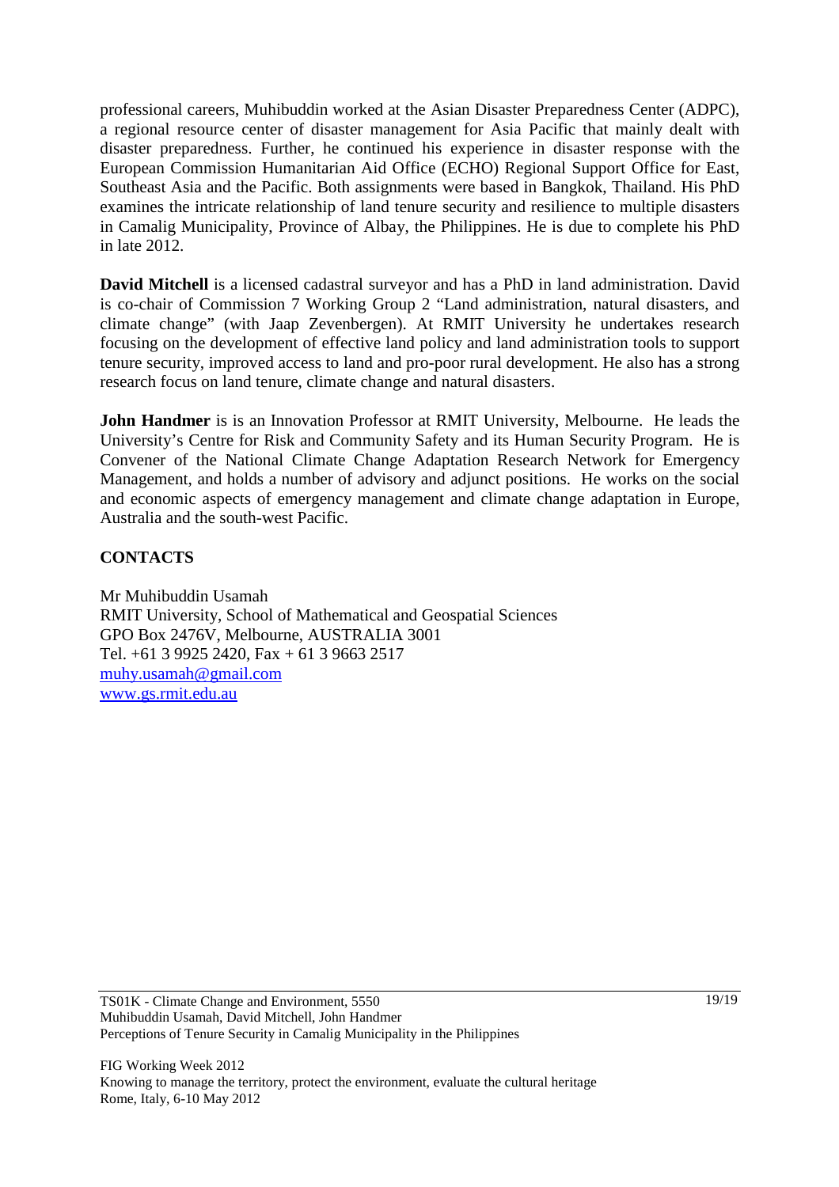professional careers, Muhibuddin worked at the Asian Disaster Preparedness Center (ADPC), a regional resource center of disaster management for Asia Pacific that mainly dealt with disaster preparedness. Further, he continued his experience in disaster response with the European Commission Humanitarian Aid Office (ECHO) Regional Support Office for East, Southeast Asia and the Pacific. Both assignments were based in Bangkok, Thailand. His PhD examines the intricate relationship of land tenure security and resilience to multiple disasters in Camalig Municipality, Province of Albay, the Philippines. He is due to complete his PhD in late 2012.

**David Mitchell** is a licensed cadastral surveyor and has a PhD in land administration. David is co-chair of Commission 7 Working Group 2 "Land administration, natural disasters, and climate change" (with Jaap Zevenbergen). At RMIT University he undertakes research focusing on the development of effective land policy and land administration tools to support tenure security, improved access to land and pro-poor rural development. He also has a strong research focus on land tenure, climate change and natural disasters.

**John Handmer** is is an Innovation Professor at RMIT University, Melbourne. He leads the University's Centre for Risk and Community Safety and its Human Security Program. He is Convener of the National Climate Change Adaptation Research Network for Emergency Management, and holds a number of advisory and adjunct positions. He works on the social and economic aspects of emergency management and climate change adaptation in Europe, Australia and the south-west Pacific.

## CONTACTS

Mr Muhibuddin Usamah
RMIT University, School of Mathematical and Geospatial Sciences
GPO Box 2476V, Melbourne, AUSTRALIA 3001
Tel. +61 3 9925 2420, Fax + 61 3 9663 2517
muhy.usamah@gmail.com
www.gs.rmit.edu.au